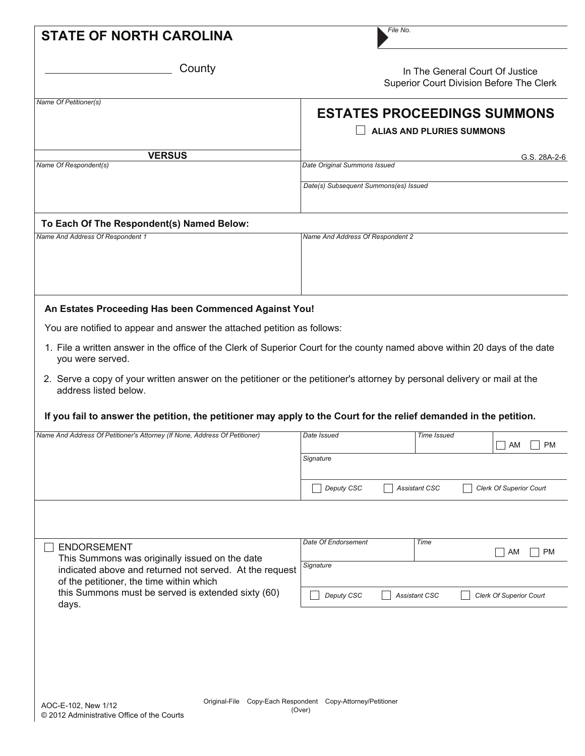**STATE OF NORTH CAROLINA**

File No.

_____________________ County

In The General Court Of Justice
Superior Court Division Before The Clerk

Name Of Petitioner(s)

**VERSUS**

Name Of Respondent(s)

# ESTATES PROCEEDINGS SUMMONS

☐ **ALIAS AND PLURIES SUMMONS**

G.S. 28A-2-6

Date Original Summons Issued

Date(s) Subsequent Summons(es) Issued

**To Each Of The Respondent(s) Named Below:**

| Name And Address Of Respondent 1 | Name And Address Of Respondent 2 |
|---|---|
| | |

**An Estates Proceeding Has been Commenced Against You!**

You are notified to appear and answer the attached petition as follows:

1. File a written answer in the office of the Clerk of Superior Court for the county named above within 20 days of the date you were served.
2. Serve a copy of your written answer on the petitioner or the petitioner's attorney by personal delivery or mail at the address listed below.

**If you fail to answer the petition, the petitioner may apply to the Court for the relief demanded in the petition.**

Name And Address Of Petitioner's Attorney (If None, Address Of Petitioner)

Date Issued

Time Issued ☐ AM ☐ PM

Signature

☐ Deputy CSC ☐ Assistant CSC ☐ Clerk Of Superior Court

☐ ENDORSEMENT
This Summons was originally issued on the date indicated above and returned not served. At the request of the petitioner, the time within which this Summons must be served is extended sixty (60) days.

Date Of Endorsement

Time ☐ AM ☐ PM

Signature

☐ Deputy CSC ☐ Assistant CSC ☐ Clerk Of Superior Court

AOC-E-102, New 1/12
© 2012 Administrative Office of the Courts

Original-File Copy-Each Respondent Copy-Attorney/Petitioner
(Over)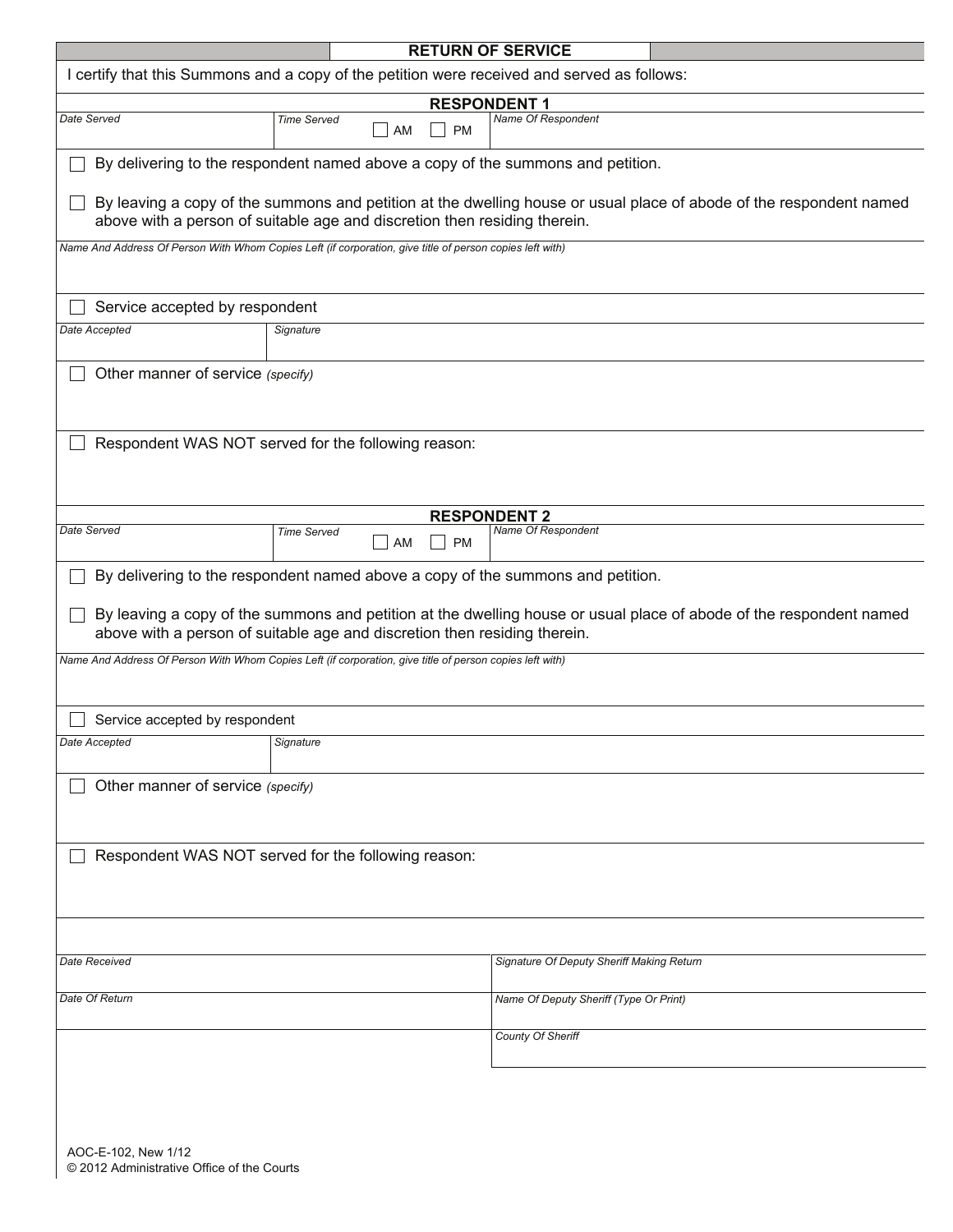## RETURN OF SERVICE

I certify that this Summons and a copy of the petition were received and served as follows:

### RESPONDENT 1

| Date Served | Time Served ☐ AM ☐ PM | Name Of Respondent |
| --- | --- | --- |
| | | |

☐ By delivering to the respondent named above a copy of the summons and petition.

☐ By leaving a copy of the summons and petition at the dwelling house or usual place of abode of the respondent named above with a person of suitable age and discretion then residing therein.

*Name And Address Of Person With Whom Copies Left (if corporation, give title of person copies left with)*

☐ Service accepted by respondent

| Date Accepted | Signature |
| --- | --- |
| | |

☐ Other manner of service *(specify)*

☐ Respondent WAS NOT served for the following reason:

### RESPONDENT 2

| Date Served | Time Served ☐ AM ☐ PM | Name Of Respondent |
| --- | --- | --- |
| | | |

☐ By delivering to the respondent named above a copy of the summons and petition.

☐ By leaving a copy of the summons and petition at the dwelling house or usual place of abode of the respondent named above with a person of suitable age and discretion then residing therein.

*Name And Address Of Person With Whom Copies Left (if corporation, give title of person copies left with)*

☐ Service accepted by respondent

| Date Accepted | Signature |
| --- | --- |
| | |

☐ Other manner of service *(specify)*

☐ Respondent WAS NOT served for the following reason:

| | |
| --- | --- |
| *Date Received* | *Signature Of Deputy Sheriff Making Return* |
| *Date Of Return* | *Name Of Deputy Sheriff (Type Or Print)* |
| | *County Of Sheriff* |

AOC-E-102, New 1/12
© 2012 Administrative Office of the Courts